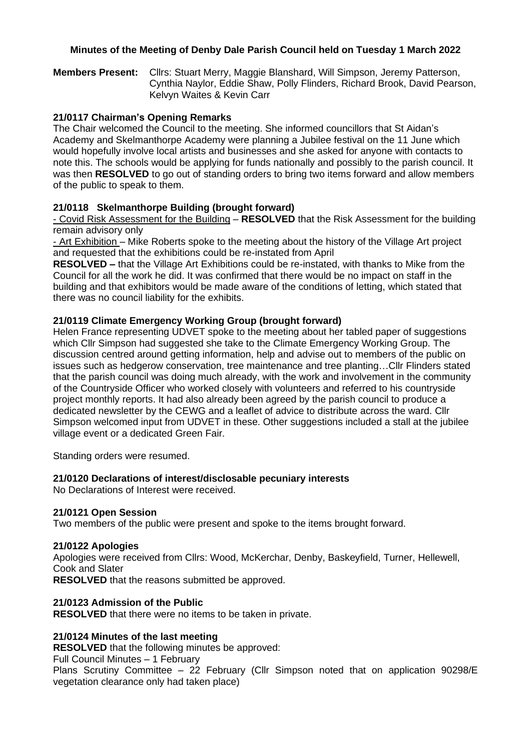**Minutes of the Meeting of Denby Dale Parish Council held on Tuesday 1 March 2022**

**Members Present:** Cllrs: Stuart Merry, Maggie Blanshard, Will Simpson, Jeremy Patterson, Cynthia Naylor, Eddie Shaw, Polly Flinders, Richard Brook, David Pearson, Kelvyn Waites & Kevin Carr

**21/0117 Chairman's Opening Remarks**

The Chair welcomed the Council to the meeting. She informed councillors that St Aidan's Academy and Skelmanthorpe Academy were planning a Jubilee festival on the 11 June which would hopefully involve local artists and businesses and she asked for anyone with contacts to note this. The schools would be applying for funds nationally and possibly to the parish council. It was then **RESOLVED** to go out of standing orders to bring two items forward and allow members of the public to speak to them.

**21/0118 Skelmanthorpe Building (brought forward)**

- Covid Risk Assessment for the Building – **RESOLVED** that the Risk Assessment for the building remain advisory only

- Art Exhibition – Mike Roberts spoke to the meeting about the history of the Village Art project and requested that the exhibitions could be re-instated from April

**RESOLVED –** that the Village Art Exhibitions could be re-instated, with thanks to Mike from the Council for all the work he did. It was confirmed that there would be no impact on staff in the building and that exhibitors would be made aware of the conditions of letting, which stated that there was no council liability for the exhibits.

**21/0119 Climate Emergency Working Group (brought forward)**

Helen France representing UDVET spoke to the meeting about her tabled paper of suggestions which Cllr Simpson had suggested she take to the Climate Emergency Working Group. The discussion centred around getting information, help and advise out to members of the public on issues such as hedgerow conservation, tree maintenance and tree planting…Cllr Flinders stated that the parish council was doing much already, with the work and involvement in the community of the Countryside Officer who worked closely with volunteers and referred to his countryside project monthly reports. It had also already been agreed by the parish council to produce a dedicated newsletter by the CEWG and a leaflet of advice to distribute across the ward. Cllr Simpson welcomed input from UDVET in these. Other suggestions included a stall at the jubilee village event or a dedicated Green Fair.

Standing orders were resumed.

**21/0120 Declarations of interest/disclosable pecuniary interests**

No Declarations of Interest were received.

**21/0121 Open Session**

Two members of the public were present and spoke to the items brought forward.

**21/0122 Apologies**

Apologies were received from Cllrs: Wood, McKerchar, Denby, Baskeyfield, Turner, Hellewell, Cook and Slater

**RESOLVED** that the reasons submitted be approved.

**21/0123 Admission of the Public**

**RESOLVED** that there were no items to be taken in private.

**21/0124 Minutes of the last meeting**

**RESOLVED** that the following minutes be approved:

Full Council Minutes – 1 February

Plans Scrutiny Committee – 22 February (Cllr Simpson noted that on application 90298/E vegetation clearance only had taken place)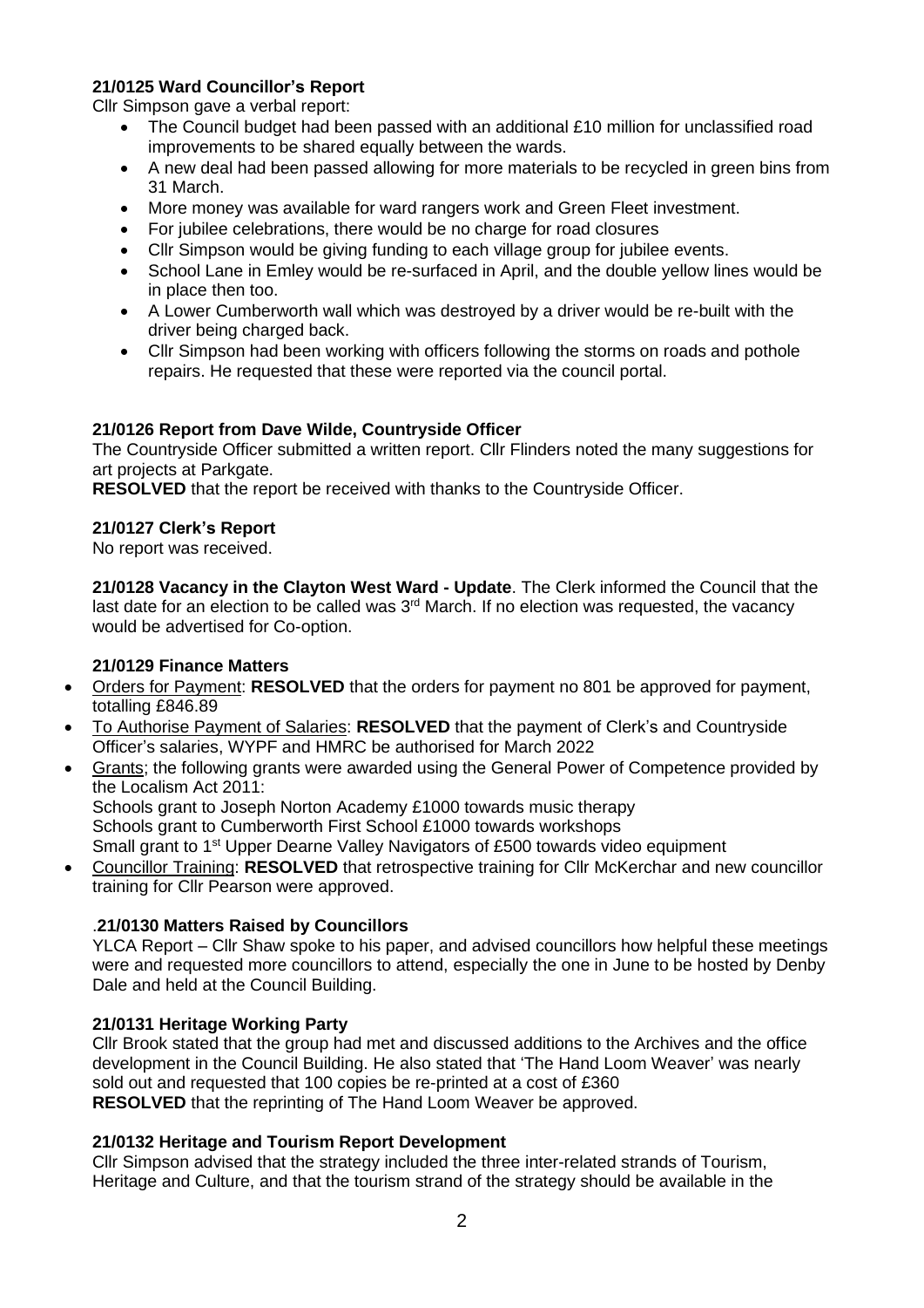**21/0125 Ward Councillor's Report**

Cllr Simpson gave a verbal report:

- The Council budget had been passed with an additional £10 million for unclassified road improvements to be shared equally between the wards.
- A new deal had been passed allowing for more materials to be recycled in green bins from 31 March.
- More money was available for ward rangers work and Green Fleet investment.
- For jubilee celebrations, there would be no charge for road closures
- Cllr Simpson would be giving funding to each village group for jubilee events.
- School Lane in Emley would be re-surfaced in April, and the double yellow lines would be in place then too.
- A Lower Cumberworth wall which was destroyed by a driver would be re-built with the driver being charged back.
- Cllr Simpson had been working with officers following the storms on roads and pothole repairs. He requested that these were reported via the council portal.

**21/0126 Report from Dave Wilde, Countryside Officer**

The Countryside Officer submitted a written report. Cllr Flinders noted the many suggestions for art projects at Parkgate.

**RESOLVED** that the report be received with thanks to the Countryside Officer.

**21/0127 Clerk's Report**

No report was received.

**21/0128 Vacancy in the Clayton West Ward - Update**. The Clerk informed the Council that the last date for an election to be called was 3rd March. If no election was requested, the vacancy would be advertised for Co-option.

**21/0129 Finance Matters**

- Orders for Payment: **RESOLVED** that the orders for payment no 801 be approved for payment, totalling £846.89
- To Authorise Payment of Salaries: **RESOLVED** that the payment of Clerk's and Countryside Officer's salaries, WYPF and HMRC be authorised for March 2022
- Grants; the following grants were awarded using the General Power of Competence provided by the Localism Act 2011:
  Schools grant to Joseph Norton Academy £1000 towards music therapy
  Schools grant to Cumberworth First School £1000 towards workshops
  Small grant to 1st Upper Dearne Valley Navigators of £500 towards video equipment
- Councillor Training: **RESOLVED** that retrospective training for Cllr McKerchar and new councillor training for Cllr Pearson were approved.

.**21/0130 Matters Raised by Councillors**

YLCA Report – Cllr Shaw spoke to his paper, and advised councillors how helpful these meetings were and requested more councillors to attend, especially the one in June to be hosted by Denby Dale and held at the Council Building.

**21/0131 Heritage Working Party**

Cllr Brook stated that the group had met and discussed additions to the Archives and the office development in the Council Building. He also stated that 'The Hand Loom Weaver' was nearly sold out and requested that 100 copies be re-printed at a cost of £360

**RESOLVED** that the reprinting of The Hand Loom Weaver be approved.

**21/0132 Heritage and Tourism Report Development**

Cllr Simpson advised that the strategy included the three inter-related strands of Tourism, Heritage and Culture, and that the tourism strand of the strategy should be available in the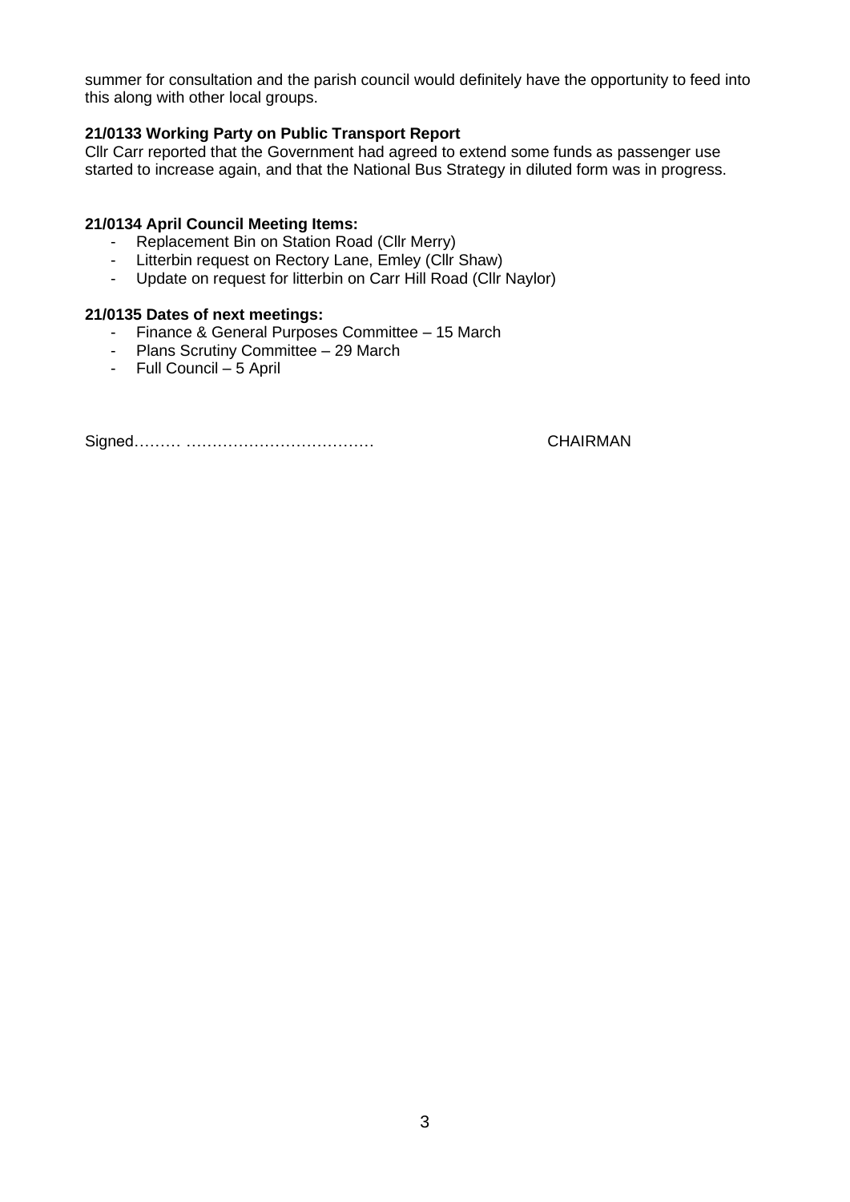summer for consultation and the parish council would definitely have the opportunity to feed into this along with other local groups.

**21/0133 Working Party on Public Transport Report**

Cllr Carr reported that the Government had agreed to extend some funds as passenger use started to increase again, and that the National Bus Strategy in diluted form was in progress.

**21/0134 April Council Meeting Items:**

- Replacement Bin on Station Road (Cllr Merry)
- Litterbin request on Rectory Lane, Emley (Cllr Shaw)
- Update on request for litterbin on Carr Hill Road (Cllr Naylor)

**21/0135 Dates of next meetings:**

- Finance & General Purposes Committee – 15 March
- Plans Scrutiny Committee – 29 March
- Full Council – 5 April

Signed……… ……………………………… CHAIRMAN